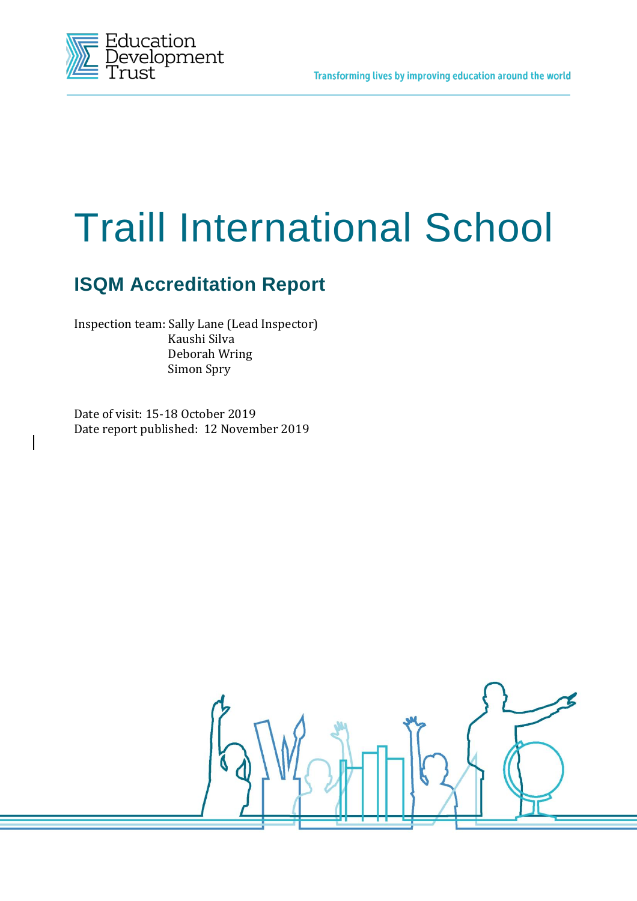Education Development Trust

Transforming lives by improving education around the world

# Traill International School

## ISQM Accreditation Report

Inspection team: Sally Lane (Lead Inspector)
Kaushi Silva
Deborah Wring
Simon Spry

Date of visit: 15-18 October 2019
Date report published: 12 November 2019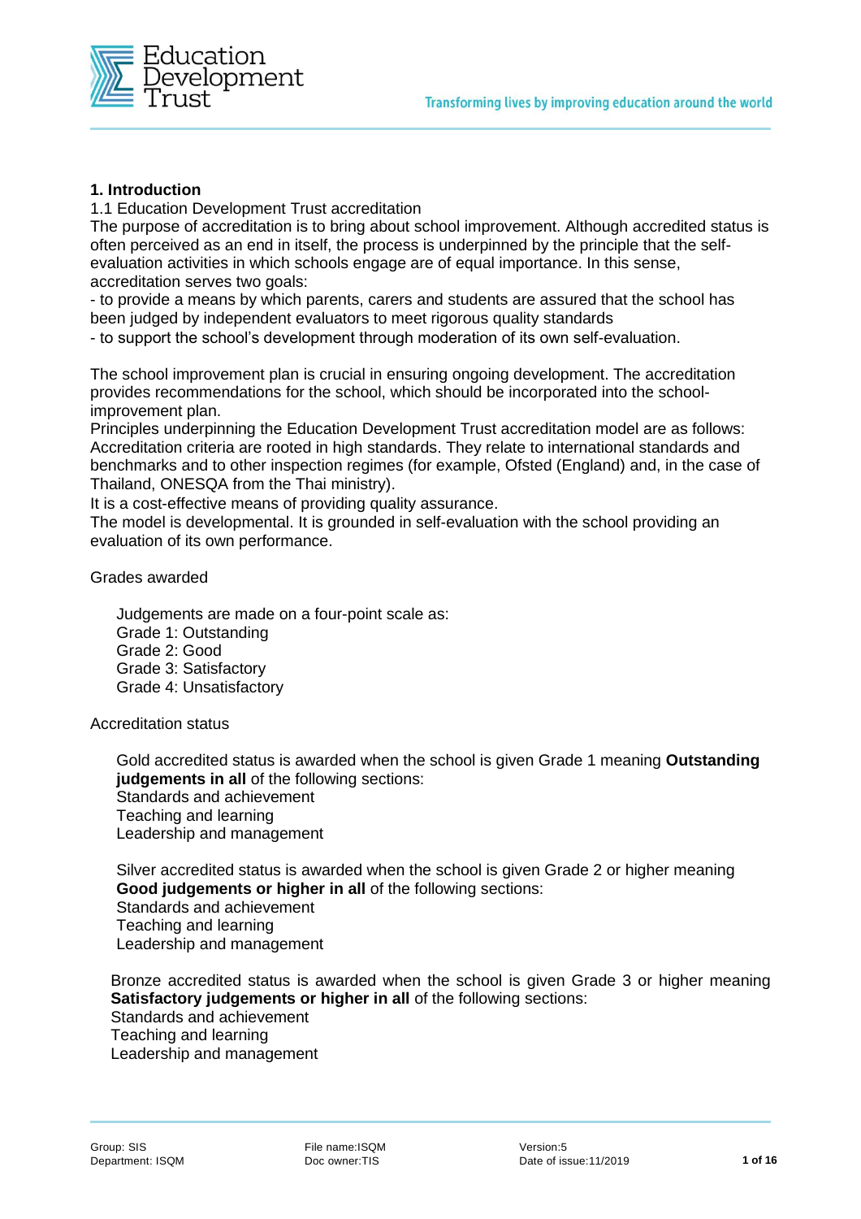## 1. Introduction

1.1 Education Development Trust accreditation

The purpose of accreditation is to bring about school improvement. Although accredited status is often perceived as an end in itself, the process is underpinned by the principle that the self-evaluation activities in which schools engage are of equal importance. In this sense, accreditation serves two goals:

- to provide a means by which parents, carers and students are assured that the school has been judged by independent evaluators to meet rigorous quality standards
- to support the school's development through moderation of its own self-evaluation.

The school improvement plan is crucial in ensuring ongoing development. The accreditation provides recommendations for the school, which should be incorporated into the school-improvement plan.

Principles underpinning the Education Development Trust accreditation model are as follows:

Accreditation criteria are rooted in high standards. They relate to international standards and benchmarks and to other inspection regimes (for example, Ofsted (England) and, in the case of Thailand, ONESQA from the Thai ministry).

It is a cost-effective means of providing quality assurance.

The model is developmental. It is grounded in self-evaluation with the school providing an evaluation of its own performance.

Grades awarded

Judgements are made on a four-point scale as:
Grade 1: Outstanding
Grade 2: Good
Grade 3: Satisfactory
Grade 4: Unsatisfactory

Accreditation status

Gold accredited status is awarded when the school is given Grade 1 meaning **Outstanding judgements in all** of the following sections:
Standards and achievement
Teaching and learning
Leadership and management

Silver accredited status is awarded when the school is given Grade 2 or higher meaning **Good judgements or higher in all** of the following sections:
Standards and achievement
Teaching and learning
Leadership and management

Bronze accredited status is awarded when the school is given Grade 3 or higher meaning **Satisfactory judgements or higher in all** of the following sections:
Standards and achievement
Teaching and learning
Leadership and management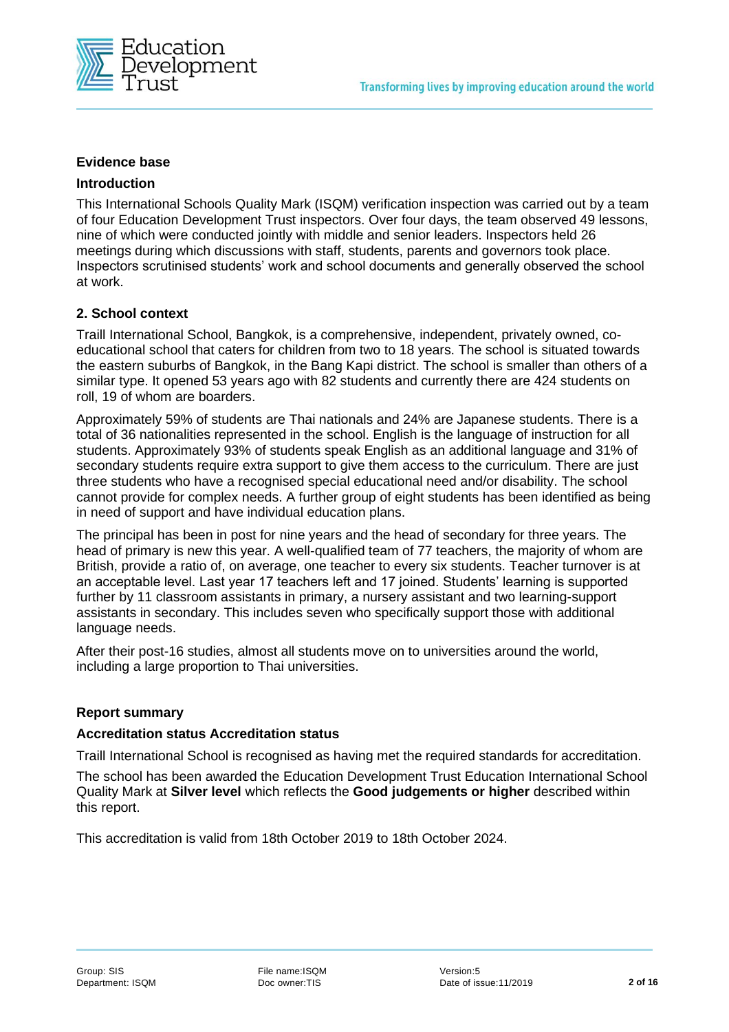### Evidence base

### Introduction

This International Schools Quality Mark (ISQM) verification inspection was carried out by a team of four Education Development Trust inspectors. Over four days, the team observed 49 lessons, nine of which were conducted jointly with middle and senior leaders. Inspectors held 26 meetings during which discussions with staff, students, parents and governors took place. Inspectors scrutinised students' work and school documents and generally observed the school at work.

### 2. School context

Traill International School, Bangkok, is a comprehensive, independent, privately owned, co-educational school that caters for children from two to 18 years. The school is situated towards the eastern suburbs of Bangkok, in the Bang Kapi district. The school is smaller than others of a similar type. It opened 53 years ago with 82 students and currently there are 424 students on roll, 19 of whom are boarders.

Approximately 59% of students are Thai nationals and 24% are Japanese students. There is a total of 36 nationalities represented in the school. English is the language of instruction for all students. Approximately 93% of students speak English as an additional language and 31% of secondary students require extra support to give them access to the curriculum. There are just three students who have a recognised special educational need and/or disability. The school cannot provide for complex needs. A further group of eight students has been identified as being in need of support and have individual education plans.

The principal has been in post for nine years and the head of secondary for three years. The head of primary is new this year. A well-qualified team of 77 teachers, the majority of whom are British, provide a ratio of, on average, one teacher to every six students. Teacher turnover is at an acceptable level. Last year 17 teachers left and 17 joined. Students' learning is supported further by 11 classroom assistants in primary, a nursery assistant and two learning-support assistants in secondary. This includes seven who specifically support those with additional language needs.

After their post-16 studies, almost all students move on to universities around the world, including a large proportion to Thai universities.

### Report summary

### Accreditation status Accreditation status

Traill International School is recognised as having met the required standards for accreditation.

The school has been awarded the Education Development Trust Education International School Quality Mark at **Silver level** which reflects the **Good judgements or higher** described within this report.

This accreditation is valid from 18th October 2019 to 18th October 2024.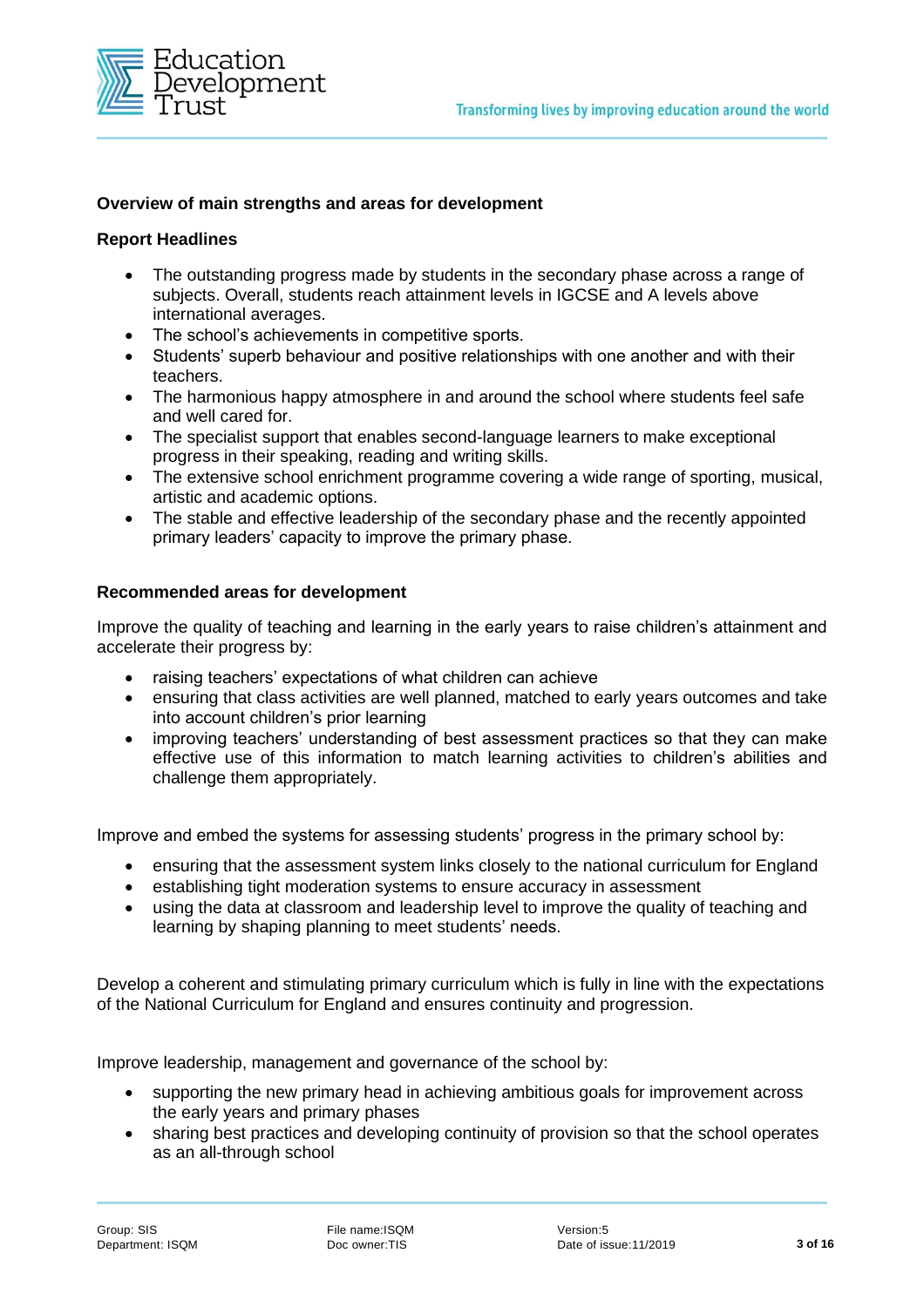### Overview of main strengths and areas for development

#### Report Headlines

- The outstanding progress made by students in the secondary phase across a range of subjects. Overall, students reach attainment levels in IGCSE and A levels above international averages.
- The school's achievements in competitive sports.
- Students' superb behaviour and positive relationships with one another and with their teachers.
- The harmonious happy atmosphere in and around the school where students feel safe and well cared for.
- The specialist support that enables second-language learners to make exceptional progress in their speaking, reading and writing skills.
- The extensive school enrichment programme covering a wide range of sporting, musical, artistic and academic options.
- The stable and effective leadership of the secondary phase and the recently appointed primary leaders' capacity to improve the primary phase.

#### Recommended areas for development

Improve the quality of teaching and learning in the early years to raise children's attainment and accelerate their progress by:

- raising teachers' expectations of what children can achieve
- ensuring that class activities are well planned, matched to early years outcomes and take into account children's prior learning
- improving teachers' understanding of best assessment practices so that they can make effective use of this information to match learning activities to children's abilities and challenge them appropriately.

Improve and embed the systems for assessing students' progress in the primary school by:

- ensuring that the assessment system links closely to the national curriculum for England
- establishing tight moderation systems to ensure accuracy in assessment
- using the data at classroom and leadership level to improve the quality of teaching and learning by shaping planning to meet students' needs.

Develop a coherent and stimulating primary curriculum which is fully in line with the expectations of the National Curriculum for England and ensures continuity and progression.

Improve leadership, management and governance of the school by:

- supporting the new primary head in achieving ambitious goals for improvement across the early years and primary phases
- sharing best practices and developing continuity of provision so that the school operates as an all-through school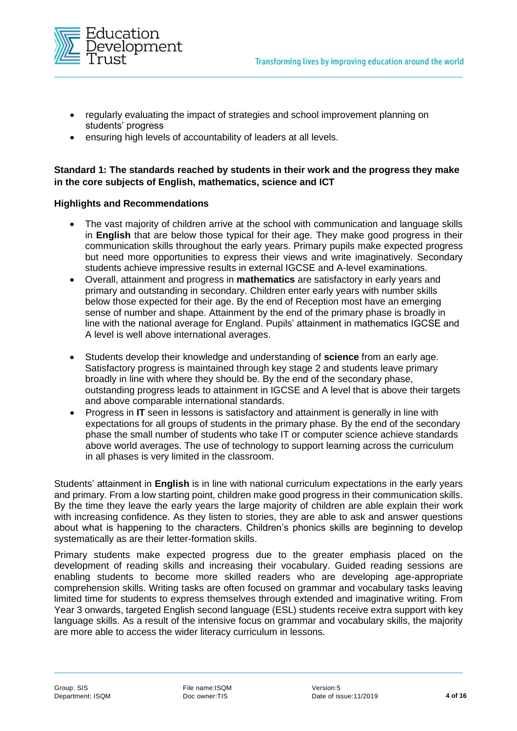- regularly evaluating the impact of strategies and school improvement planning on students' progress
- ensuring high levels of accountability of leaders at all levels.

### Standard 1: The standards reached by students in their work and the progress they make in the core subjects of English, mathematics, science and ICT

#### Highlights and Recommendations

- The vast majority of children arrive at the school with communication and language skills in **English** that are below those typical for their age. They make good progress in their communication skills throughout the early years. Primary pupils make expected progress but need more opportunities to express their views and write imaginatively. Secondary students achieve impressive results in external IGCSE and A-level examinations.
- Overall, attainment and progress in **mathematics** are satisfactory in early years and primary and outstanding in secondary. Children enter early years with number skills below those expected for their age. By the end of Reception most have an emerging sense of number and shape. Attainment by the end of the primary phase is broadly in line with the national average for England. Pupils' attainment in mathematics IGCSE and A level is well above international averages.
- Students develop their knowledge and understanding of **science** from an early age. Satisfactory progress is maintained through key stage 2 and students leave primary broadly in line with where they should be. By the end of the secondary phase, outstanding progress leads to attainment in IGCSE and A level that is above their targets and above comparable international standards.
- Progress in **IT** seen in lessons is satisfactory and attainment is generally in line with expectations for all groups of students in the primary phase. By the end of the secondary phase the small number of students who take IT or computer science achieve standards above world averages. The use of technology to support learning across the curriculum in all phases is very limited in the classroom.

Students' attainment in **English** is in line with national curriculum expectations in the early years and primary. From a low starting point, children make good progress in their communication skills. By the time they leave the early years the large majority of children are able explain their work with increasing confidence. As they listen to stories, they are able to ask and answer questions about what is happening to the characters. Children's phonics skills are beginning to develop systematically as are their letter-formation skills.

Primary students make expected progress due to the greater emphasis placed on the development of reading skills and increasing their vocabulary. Guided reading sessions are enabling students to become more skilled readers who are developing age-appropriate comprehension skills. Writing tasks are often focused on grammar and vocabulary tasks leaving limited time for students to express themselves through extended and imaginative writing. From Year 3 onwards, targeted English second language (ESL) students receive extra support with key language skills. As a result of the intensive focus on grammar and vocabulary skills, the majority are more able to access the wider literacy curriculum in lessons.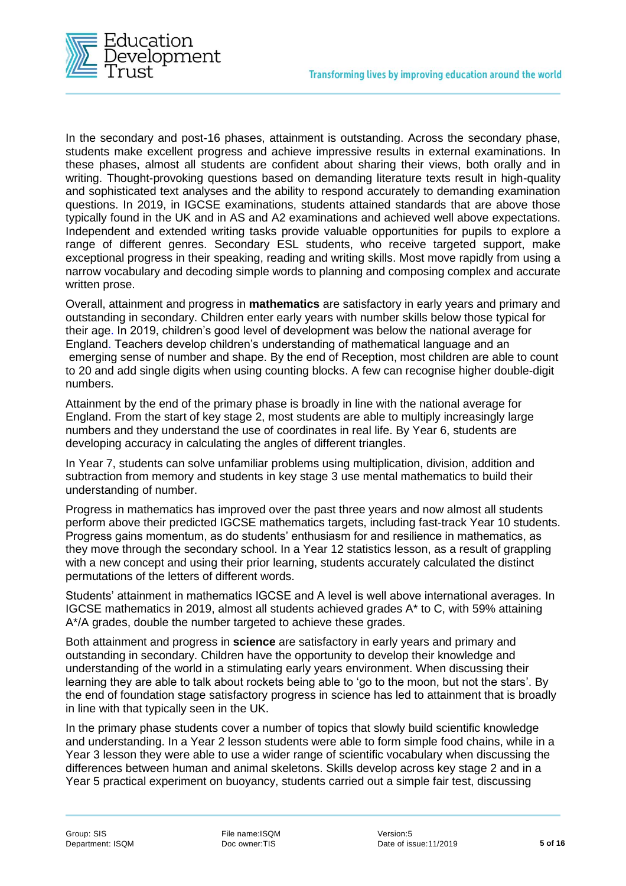In the secondary and post-16 phases, attainment is outstanding. Across the secondary phase, students make excellent progress and achieve impressive results in external examinations. In these phases, almost all students are confident about sharing their views, both orally and in writing. Thought-provoking questions based on demanding literature texts result in high-quality and sophisticated text analyses and the ability to respond accurately to demanding examination questions. In 2019, in IGCSE examinations, students attained standards that are above those typically found in the UK and in AS and A2 examinations and achieved well above expectations. Independent and extended writing tasks provide valuable opportunities for pupils to explore a range of different genres. Secondary ESL students, who receive targeted support, make exceptional progress in their speaking, reading and writing skills. Most move rapidly from using a narrow vocabulary and decoding simple words to planning and composing complex and accurate written prose.

Overall, attainment and progress in **mathematics** are satisfactory in early years and primary and outstanding in secondary. Children enter early years with number skills below those typical for their age. In 2019, children's good level of development was below the national average for England. Teachers develop children's understanding of mathematical language and an emerging sense of number and shape. By the end of Reception, most children are able to count to 20 and add single digits when using counting blocks. A few can recognise higher double-digit numbers.

Attainment by the end of the primary phase is broadly in line with the national average for England. From the start of key stage 2, most students are able to multiply increasingly large numbers and they understand the use of coordinates in real life. By Year 6, students are developing accuracy in calculating the angles of different triangles.

In Year 7, students can solve unfamiliar problems using multiplication, division, addition and subtraction from memory and students in key stage 3 use mental mathematics to build their understanding of number.

Progress in mathematics has improved over the past three years and now almost all students perform above their predicted IGCSE mathematics targets, including fast-track Year 10 students. Progress gains momentum, as do students' enthusiasm for and resilience in mathematics, as they move through the secondary school. In a Year 12 statistics lesson, as a result of grappling with a new concept and using their prior learning, students accurately calculated the distinct permutations of the letters of different words.

Students' attainment in mathematics IGCSE and A level is well above international averages. In IGCSE mathematics in 2019, almost all students achieved grades A* to C, with 59% attaining A*/A grades, double the number targeted to achieve these grades.

Both attainment and progress in **science** are satisfactory in early years and primary and outstanding in secondary. Children have the opportunity to develop their knowledge and understanding of the world in a stimulating early years environment. When discussing their learning they are able to talk about rockets being able to 'go to the moon, but not the stars'. By the end of foundation stage satisfactory progress in science has led to attainment that is broadly in line with that typically seen in the UK.

In the primary phase students cover a number of topics that slowly build scientific knowledge and understanding. In a Year 2 lesson students were able to form simple food chains, while in a Year 3 lesson they were able to use a wider range of scientific vocabulary when discussing the differences between human and animal skeletons. Skills develop across key stage 2 and in a Year 5 practical experiment on buoyancy, students carried out a simple fair test, discussing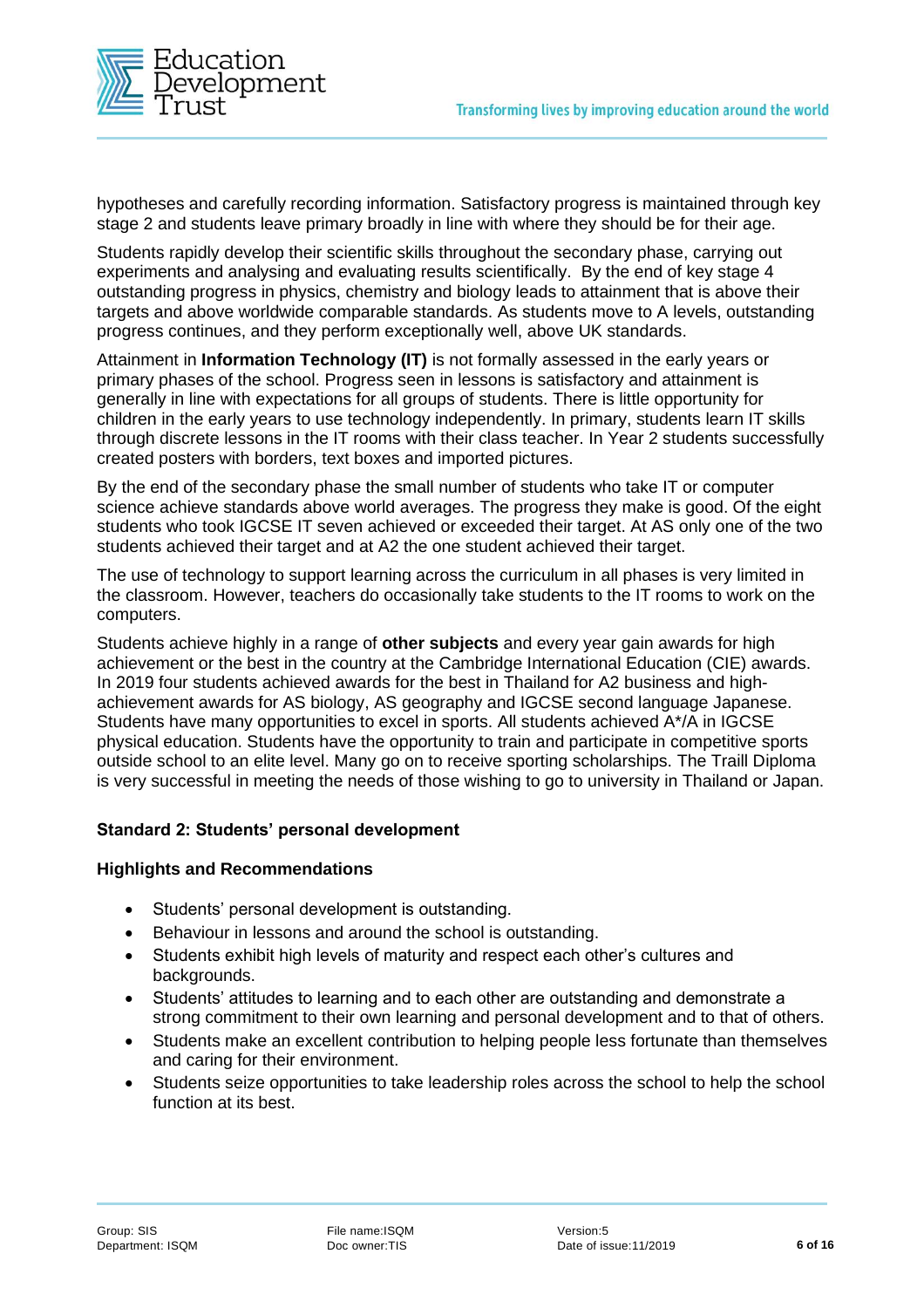hypotheses and carefully recording information. Satisfactory progress is maintained through key stage 2 and students leave primary broadly in line with where they should be for their age.

Students rapidly develop their scientific skills throughout the secondary phase, carrying out experiments and analysing and evaluating results scientifically. By the end of key stage 4 outstanding progress in physics, chemistry and biology leads to attainment that is above their targets and above worldwide comparable standards. As students move to A levels, outstanding progress continues, and they perform exceptionally well, above UK standards.

Attainment in **Information Technology (IT)** is not formally assessed in the early years or primary phases of the school. Progress seen in lessons is satisfactory and attainment is generally in line with expectations for all groups of students. There is little opportunity for children in the early years to use technology independently. In primary, students learn IT skills through discrete lessons in the IT rooms with their class teacher. In Year 2 students successfully created posters with borders, text boxes and imported pictures.

By the end of the secondary phase the small number of students who take IT or computer science achieve standards above world averages. The progress they make is good. Of the eight students who took IGCSE IT seven achieved or exceeded their target. At AS only one of the two students achieved their target and at A2 the one student achieved their target.

The use of technology to support learning across the curriculum in all phases is very limited in the classroom. However, teachers do occasionally take students to the IT rooms to work on the computers.

Students achieve highly in a range of **other subjects** and every year gain awards for high achievement or the best in the country at the Cambridge International Education (CIE) awards. In 2019 four students achieved awards for the best in Thailand for A2 business and high-achievement awards for AS biology, AS geography and IGCSE second language Japanese. Students have many opportunities to excel in sports. All students achieved A*/A in IGCSE physical education. Students have the opportunity to train and participate in competitive sports outside school to an elite level. Many go on to receive sporting scholarships. The Traill Diploma is very successful in meeting the needs of those wishing to go to university in Thailand or Japan.

### Standard 2: Students' personal development

#### Highlights and Recommendations

- Students' personal development is outstanding.
- Behaviour in lessons and around the school is outstanding.
- Students exhibit high levels of maturity and respect each other's cultures and backgrounds.
- Students' attitudes to learning and to each other are outstanding and demonstrate a strong commitment to their own learning and personal development and to that of others.
- Students make an excellent contribution to helping people less fortunate than themselves and caring for their environment.
- Students seize opportunities to take leadership roles across the school to help the school function at its best.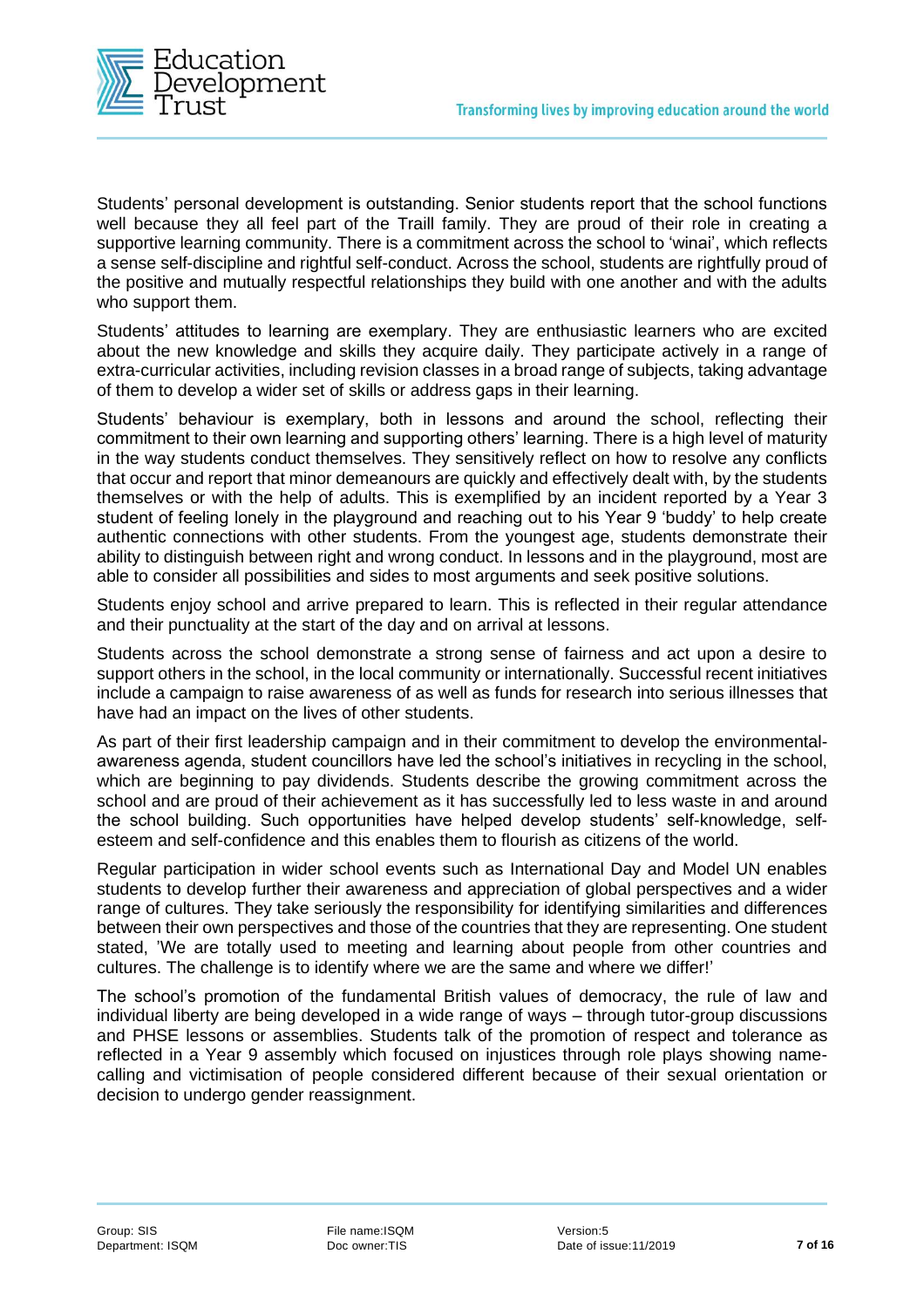Students' personal development is outstanding. Senior students report that the school functions well because they all feel part of the Traill family. They are proud of their role in creating a supportive learning community. There is a commitment across the school to 'winai', which reflects a sense self-discipline and rightful self-conduct. Across the school, students are rightfully proud of the positive and mutually respectful relationships they build with one another and with the adults who support them.

Students' attitudes to learning are exemplary. They are enthusiastic learners who are excited about the new knowledge and skills they acquire daily. They participate actively in a range of extra-curricular activities, including revision classes in a broad range of subjects, taking advantage of them to develop a wider set of skills or address gaps in their learning.

Students' behaviour is exemplary, both in lessons and around the school, reflecting their commitment to their own learning and supporting others' learning. There is a high level of maturity in the way students conduct themselves. They sensitively reflect on how to resolve any conflicts that occur and report that minor demeanours are quickly and effectively dealt with, by the students themselves or with the help of adults. This is exemplified by an incident reported by a Year 3 student of feeling lonely in the playground and reaching out to his Year 9 'buddy' to help create authentic connections with other students. From the youngest age, students demonstrate their ability to distinguish between right and wrong conduct. In lessons and in the playground, most are able to consider all possibilities and sides to most arguments and seek positive solutions.

Students enjoy school and arrive prepared to learn. This is reflected in their regular attendance and their punctuality at the start of the day and on arrival at lessons.

Students across the school demonstrate a strong sense of fairness and act upon a desire to support others in the school, in the local community or internationally. Successful recent initiatives include a campaign to raise awareness of as well as funds for research into serious illnesses that have had an impact on the lives of other students.

As part of their first leadership campaign and in their commitment to develop the environmental-awareness agenda, student councillors have led the school's initiatives in recycling in the school, which are beginning to pay dividends. Students describe the growing commitment across the school and are proud of their achievement as it has successfully led to less waste in and around the school building. Such opportunities have helped develop students' self-knowledge, self-esteem and self-confidence and this enables them to flourish as citizens of the world.

Regular participation in wider school events such as International Day and Model UN enables students to develop further their awareness and appreciation of global perspectives and a wider range of cultures. They take seriously the responsibility for identifying similarities and differences between their own perspectives and those of the countries that they are representing. One student stated, 'We are totally used to meeting and learning about people from other countries and cultures. The challenge is to identify where we are the same and where we differ!'

The school's promotion of the fundamental British values of democracy, the rule of law and individual liberty are being developed in a wide range of ways – through tutor-group discussions and PHSE lessons or assemblies. Students talk of the promotion of respect and tolerance as reflected in a Year 9 assembly which focused on injustices through role plays showing name-calling and victimisation of people considered different because of their sexual orientation or decision to undergo gender reassignment.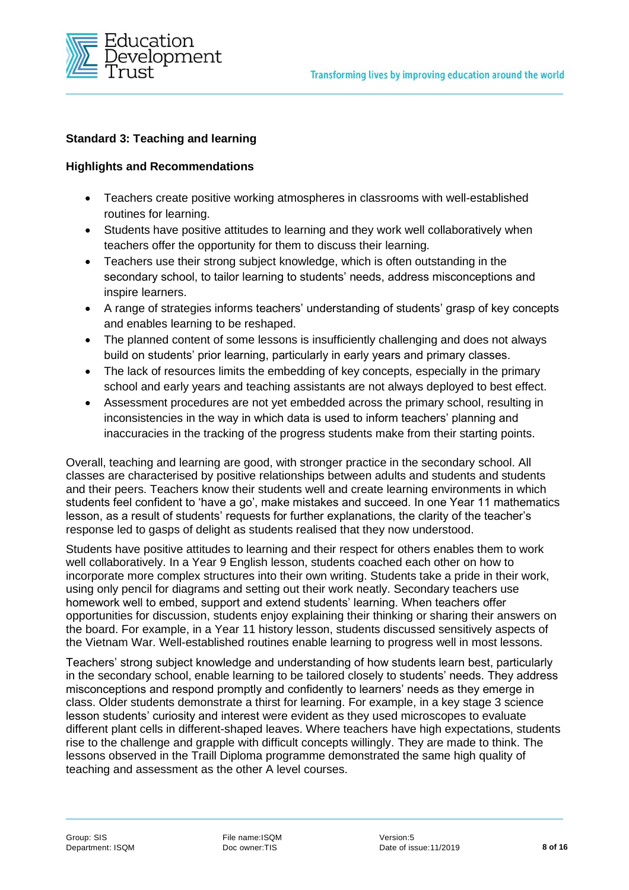### Standard 3: Teaching and learning

#### Highlights and Recommendations

- Teachers create positive working atmospheres in classrooms with well-established routines for learning.
- Students have positive attitudes to learning and they work well collaboratively when teachers offer the opportunity for them to discuss their learning.
- Teachers use their strong subject knowledge, which is often outstanding in the secondary school, to tailor learning to students' needs, address misconceptions and inspire learners.
- A range of strategies informs teachers' understanding of students' grasp of key concepts and enables learning to be reshaped.
- The planned content of some lessons is insufficiently challenging and does not always build on students' prior learning, particularly in early years and primary classes.
- The lack of resources limits the embedding of key concepts, especially in the primary school and early years and teaching assistants are not always deployed to best effect.
- Assessment procedures are not yet embedded across the primary school, resulting in inconsistencies in the way in which data is used to inform teachers' planning and inaccuracies in the tracking of the progress students make from their starting points.

Overall, teaching and learning are good, with stronger practice in the secondary school. All classes are characterised by positive relationships between adults and students and students and their peers. Teachers know their students well and create learning environments in which students feel confident to 'have a go', make mistakes and succeed. In one Year 11 mathematics lesson, as a result of students' requests for further explanations, the clarity of the teacher's response led to gasps of delight as students realised that they now understood.

Students have positive attitudes to learning and their respect for others enables them to work well collaboratively. In a Year 9 English lesson, students coached each other on how to incorporate more complex structures into their own writing. Students take a pride in their work, using only pencil for diagrams and setting out their work neatly. Secondary teachers use homework well to embed, support and extend students' learning. When teachers offer opportunities for discussion, students enjoy explaining their thinking or sharing their answers on the board. For example, in a Year 11 history lesson, students discussed sensitively aspects of the Vietnam War. Well-established routines enable learning to progress well in most lessons.

Teachers' strong subject knowledge and understanding of how students learn best, particularly in the secondary school, enable learning to be tailored closely to students' needs. They address misconceptions and respond promptly and confidently to learners' needs as they emerge in class. Older students demonstrate a thirst for learning. For example, in a key stage 3 science lesson students' curiosity and interest were evident as they used microscopes to evaluate different plant cells in different-shaped leaves. Where teachers have high expectations, students rise to the challenge and grapple with difficult concepts willingly. They are made to think. The lessons observed in the Traill Diploma programme demonstrated the same high quality of teaching and assessment as the other A level courses.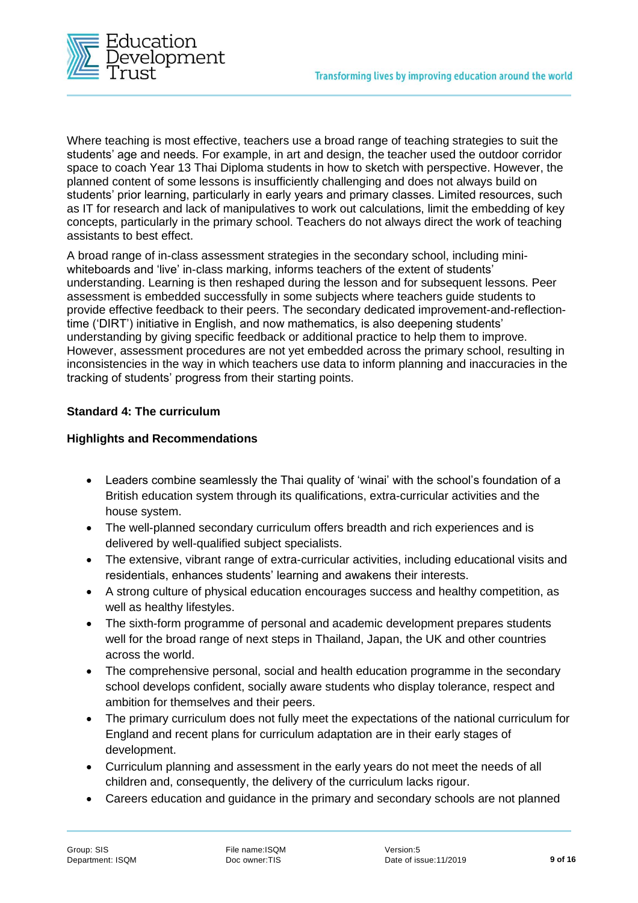Where teaching is most effective, teachers use a broad range of teaching strategies to suit the students' age and needs. For example, in art and design, the teacher used the outdoor corridor space to coach Year 13 Thai Diploma students in how to sketch with perspective. However, the planned content of some lessons is insufficiently challenging and does not always build on students' prior learning, particularly in early years and primary classes. Limited resources, such as IT for research and lack of manipulatives to work out calculations, limit the embedding of key concepts, particularly in the primary school. Teachers do not always direct the work of teaching assistants to best effect.

A broad range of in-class assessment strategies in the secondary school, including mini-whiteboards and 'live' in-class marking, informs teachers of the extent of students' understanding. Learning is then reshaped during the lesson and for subsequent lessons. Peer assessment is embedded successfully in some subjects where teachers guide students to provide effective feedback to their peers. The secondary dedicated improvement-and-reflection-time ('DIRT') initiative in English, and now mathematics, is also deepening students' understanding by giving specific feedback or additional practice to help them to improve. However, assessment procedures are not yet embedded across the primary school, resulting in inconsistencies in the way in which teachers use data to inform planning and inaccuracies in the tracking of students' progress from their starting points.

**Standard 4: The curriculum**

**Highlights and Recommendations**

- Leaders combine seamlessly the Thai quality of 'winai' with the school's foundation of a British education system through its qualifications, extra-curricular activities and the house system.
- The well-planned secondary curriculum offers breadth and rich experiences and is delivered by well-qualified subject specialists.
- The extensive, vibrant range of extra-curricular activities, including educational visits and residentials, enhances students' learning and awakens their interests.
- A strong culture of physical education encourages success and healthy competition, as well as healthy lifestyles.
- The sixth-form programme of personal and academic development prepares students well for the broad range of next steps in Thailand, Japan, the UK and other countries across the world.
- The comprehensive personal, social and health education programme in the secondary school develops confident, socially aware students who display tolerance, respect and ambition for themselves and their peers.
- The primary curriculum does not fully meet the expectations of the national curriculum for England and recent plans for curriculum adaptation are in their early stages of development.
- Curriculum planning and assessment in the early years do not meet the needs of all children and, consequently, the delivery of the curriculum lacks rigour.
- Careers education and guidance in the primary and secondary schools are not planned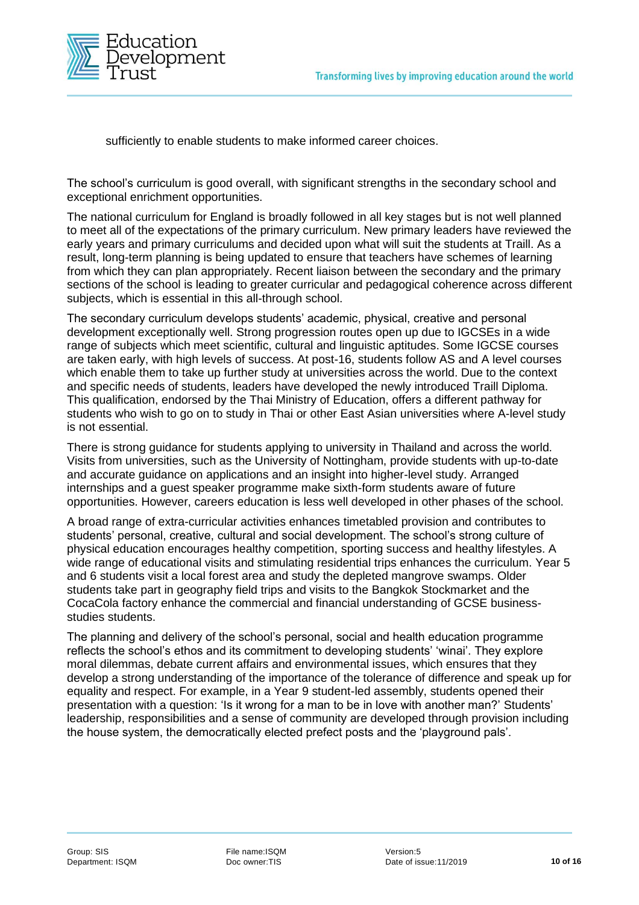sufficiently to enable students to make informed career choices.

The school's curriculum is good overall, with significant strengths in the secondary school and exceptional enrichment opportunities.

The national curriculum for England is broadly followed in all key stages but is not well planned to meet all of the expectations of the primary curriculum. New primary leaders have reviewed the early years and primary curriculums and decided upon what will suit the students at Traill. As a result, long-term planning is being updated to ensure that teachers have schemes of learning from which they can plan appropriately. Recent liaison between the secondary and the primary sections of the school is leading to greater curricular and pedagogical coherence across different subjects, which is essential in this all-through school.

The secondary curriculum develops students' academic, physical, creative and personal development exceptionally well. Strong progression routes open up due to IGCSEs in a wide range of subjects which meet scientific, cultural and linguistic aptitudes. Some IGCSE courses are taken early, with high levels of success. At post-16, students follow AS and A level courses which enable them to take up further study at universities across the world. Due to the context and specific needs of students, leaders have developed the newly introduced Traill Diploma. This qualification, endorsed by the Thai Ministry of Education, offers a different pathway for students who wish to go on to study in Thai or other East Asian universities where A-level study is not essential.

There is strong guidance for students applying to university in Thailand and across the world. Visits from universities, such as the University of Nottingham, provide students with up-to-date and accurate guidance on applications and an insight into higher-level study. Arranged internships and a guest speaker programme make sixth-form students aware of future opportunities. However, careers education is less well developed in other phases of the school.

A broad range of extra-curricular activities enhances timetabled provision and contributes to students' personal, creative, cultural and social development. The school's strong culture of physical education encourages healthy competition, sporting success and healthy lifestyles. A wide range of educational visits and stimulating residential trips enhances the curriculum. Year 5 and 6 students visit a local forest area and study the depleted mangrove swamps. Older students take part in geography field trips and visits to the Bangkok Stockmarket and the CocaCola factory enhance the commercial and financial understanding of GCSE business-studies students.

The planning and delivery of the school's personal, social and health education programme reflects the school's ethos and its commitment to developing students' 'winai'. They explore moral dilemmas, debate current affairs and environmental issues, which ensures that they develop a strong understanding of the importance of the tolerance of difference and speak up for equality and respect. For example, in a Year 9 student-led assembly, students opened their presentation with a question: 'Is it wrong for a man to be in love with another man?' Students' leadership, responsibilities and a sense of community are developed through provision including the house system, the democratically elected prefect posts and the 'playground pals'.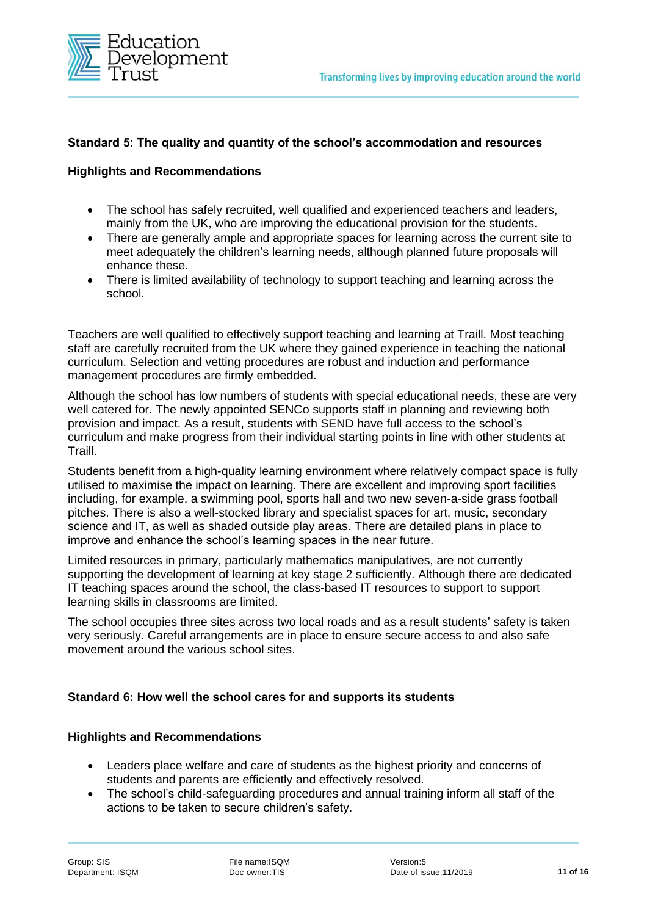**Standard 5: The quality and quantity of the school's accommodation and resources**

**Highlights and Recommendations**

- The school has safely recruited, well qualified and experienced teachers and leaders, mainly from the UK, who are improving the educational provision for the students.
- There are generally ample and appropriate spaces for learning across the current site to meet adequately the children's learning needs, although planned future proposals will enhance these.
- There is limited availability of technology to support teaching and learning across the school.

Teachers are well qualified to effectively support teaching and learning at Traill. Most teaching staff are carefully recruited from the UK where they gained experience in teaching the national curriculum. Selection and vetting procedures are robust and induction and performance management procedures are firmly embedded.

Although the school has low numbers of students with special educational needs, these are very well catered for. The newly appointed SENCo supports staff in planning and reviewing both provision and impact. As a result, students with SEND have full access to the school's curriculum and make progress from their individual starting points in line with other students at Traill.

Students benefit from a high-quality learning environment where relatively compact space is fully utilised to maximise the impact on learning. There are excellent and improving sport facilities including, for example, a swimming pool, sports hall and two new seven-a-side grass football pitches. There is also a well-stocked library and specialist spaces for art, music, secondary science and IT, as well as shaded outside play areas. There are detailed plans in place to improve and enhance the school's learning spaces in the near future.

Limited resources in primary, particularly mathematics manipulatives, are not currently supporting the development of learning at key stage 2 sufficiently. Although there are dedicated IT teaching spaces around the school, the class-based IT resources to support to support learning skills in classrooms are limited.

The school occupies three sites across two local roads and as a result students' safety is taken very seriously. Careful arrangements are in place to ensure secure access to and also safe movement around the various school sites.

**Standard 6: How well the school cares for and supports its students**

**Highlights and Recommendations**

- Leaders place welfare and care of students as the highest priority and concerns of students and parents are efficiently and effectively resolved.
- The school's child-safeguarding procedures and annual training inform all staff of the actions to be taken to secure children's safety.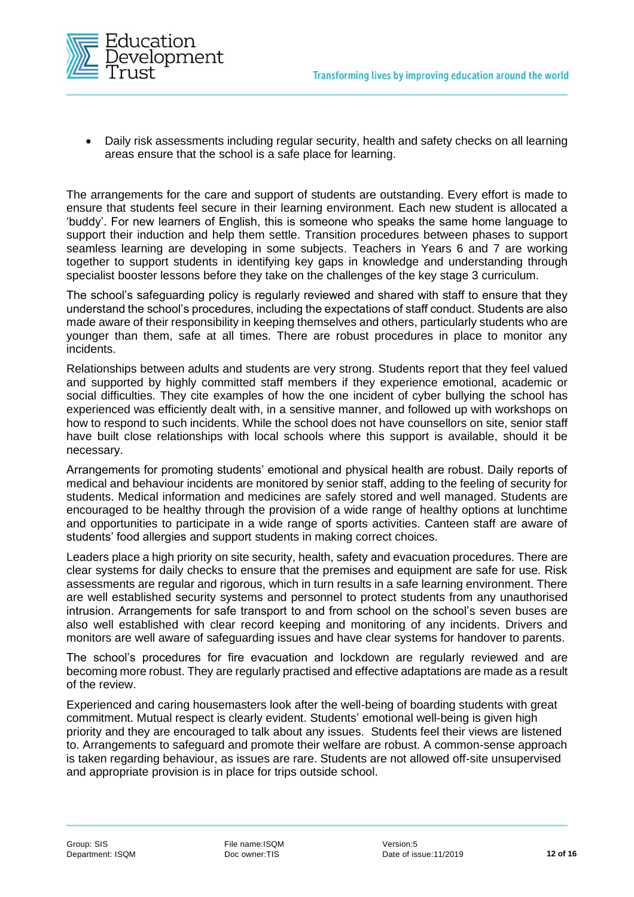- Daily risk assessments including regular security, health and safety checks on all learning areas ensure that the school is a safe place for learning.

The arrangements for the care and support of students are outstanding. Every effort is made to ensure that students feel secure in their learning environment. Each new student is allocated a 'buddy'. For new learners of English, this is someone who speaks the same home language to support their induction and help them settle. Transition procedures between phases to support seamless learning are developing in some subjects. Teachers in Years 6 and 7 are working together to support students in identifying key gaps in knowledge and understanding through specialist booster lessons before they take on the challenges of the key stage 3 curriculum.

The school's safeguarding policy is regularly reviewed and shared with staff to ensure that they understand the school's procedures, including the expectations of staff conduct. Students are also made aware of their responsibility in keeping themselves and others, particularly students who are younger than them, safe at all times. There are robust procedures in place to monitor any incidents.

Relationships between adults and students are very strong. Students report that they feel valued and supported by highly committed staff members if they experience emotional, academic or social difficulties. They cite examples of how the one incident of cyber bullying the school has experienced was efficiently dealt with, in a sensitive manner, and followed up with workshops on how to respond to such incidents. While the school does not have counsellors on site, senior staff have built close relationships with local schools where this support is available, should it be necessary.

Arrangements for promoting students' emotional and physical health are robust. Daily reports of medical and behaviour incidents are monitored by senior staff, adding to the feeling of security for students. Medical information and medicines are safely stored and well managed. Students are encouraged to be healthy through the provision of a wide range of healthy options at lunchtime and opportunities to participate in a wide range of sports activities. Canteen staff are aware of students' food allergies and support students in making correct choices.

Leaders place a high priority on site security, health, safety and evacuation procedures. There are clear systems for daily checks to ensure that the premises and equipment are safe for use. Risk assessments are regular and rigorous, which in turn results in a safe learning environment. There are well established security systems and personnel to protect students from any unauthorised intrusion. Arrangements for safe transport to and from school on the school's seven buses are also well established with clear record keeping and monitoring of any incidents. Drivers and monitors are well aware of safeguarding issues and have clear systems for handover to parents.

The school's procedures for fire evacuation and lockdown are regularly reviewed and are becoming more robust. They are regularly practised and effective adaptations are made as a result of the review.

Experienced and caring housemasters look after the well-being of boarding students with great commitment. Mutual respect is clearly evident. Students' emotional well-being is given high priority and they are encouraged to talk about any issues. Students feel their views are listened to. Arrangements to safeguard and promote their welfare are robust. A common-sense approach is taken regarding behaviour, as issues are rare. Students are not allowed off-site unsupervised and appropriate provision is in place for trips outside school.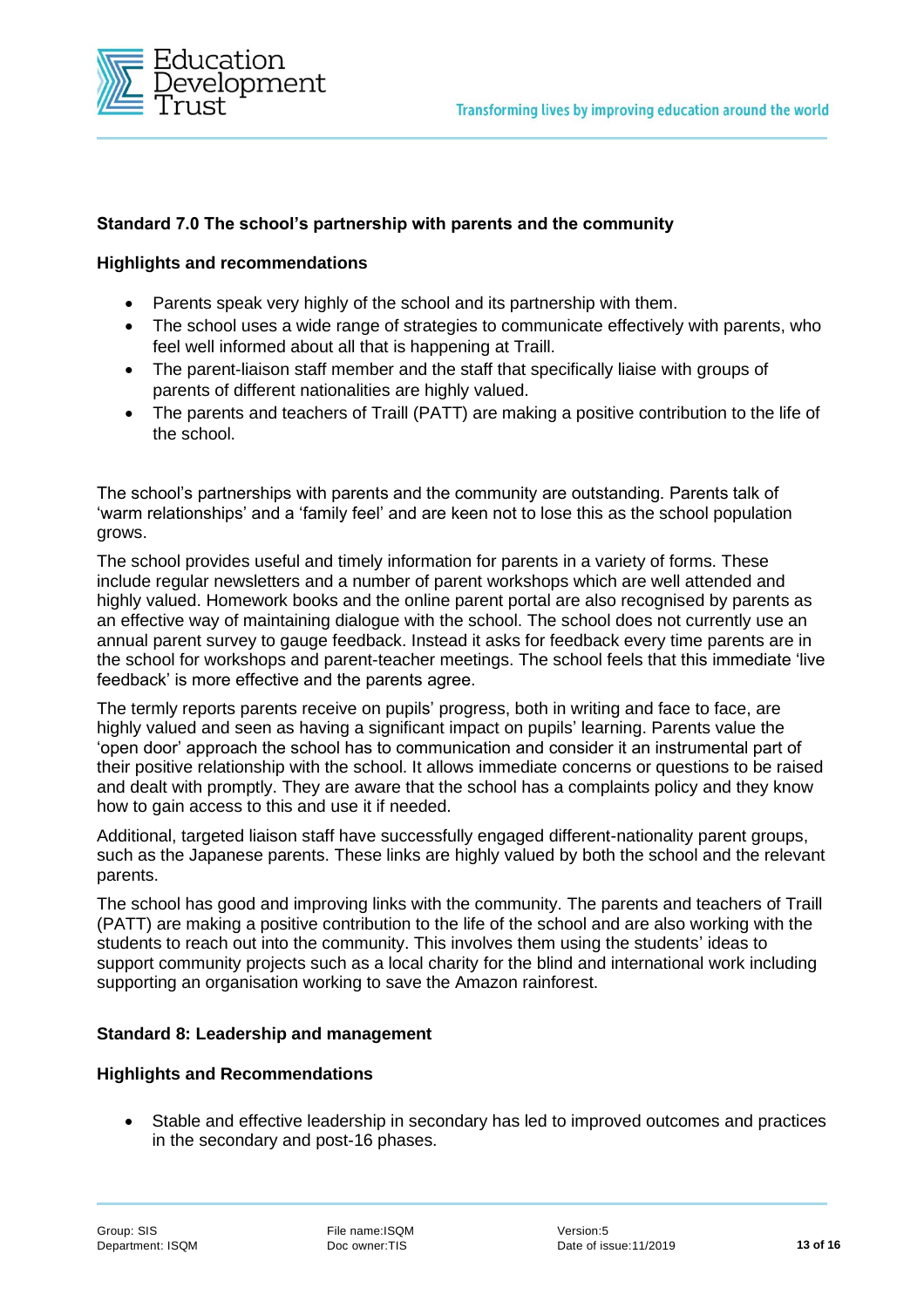### Standard 7.0 The school's partnership with parents and the community

#### Highlights and recommendations

- Parents speak very highly of the school and its partnership with them.
- The school uses a wide range of strategies to communicate effectively with parents, who feel well informed about all that is happening at Traill.
- The parent-liaison staff member and the staff that specifically liaise with groups of parents of different nationalities are highly valued.
- The parents and teachers of Traill (PATT) are making a positive contribution to the life of the school.

The school's partnerships with parents and the community are outstanding. Parents talk of 'warm relationships' and a 'family feel' and are keen not to lose this as the school population grows.

The school provides useful and timely information for parents in a variety of forms. These include regular newsletters and a number of parent workshops which are well attended and highly valued. Homework books and the online parent portal are also recognised by parents as an effective way of maintaining dialogue with the school. The school does not currently use an annual parent survey to gauge feedback. Instead it asks for feedback every time parents are in the school for workshops and parent-teacher meetings. The school feels that this immediate 'live feedback' is more effective and the parents agree.

The termly reports parents receive on pupils' progress, both in writing and face to face, are highly valued and seen as having a significant impact on pupils' learning. Parents value the 'open door' approach the school has to communication and consider it an instrumental part of their positive relationship with the school. It allows immediate concerns or questions to be raised and dealt with promptly. They are aware that the school has a complaints policy and they know how to gain access to this and use it if needed.

Additional, targeted liaison staff have successfully engaged different-nationality parent groups, such as the Japanese parents. These links are highly valued by both the school and the relevant parents.

The school has good and improving links with the community. The parents and teachers of Traill (PATT) are making a positive contribution to the life of the school and are also working with the students to reach out into the community. This involves them using the students' ideas to support community projects such as a local charity for the blind and international work including supporting an organisation working to save the Amazon rainforest.

### Standard 8: Leadership and management

#### Highlights and Recommendations

- Stable and effective leadership in secondary has led to improved outcomes and practices in the secondary and post-16 phases.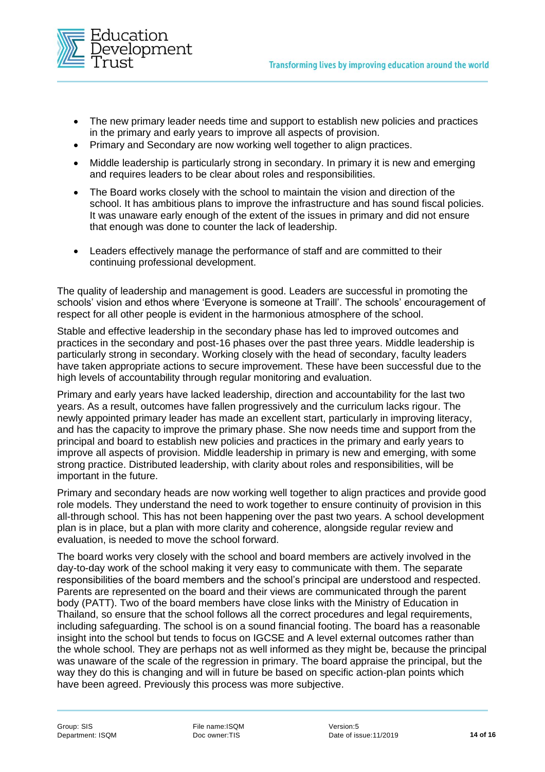- The new primary leader needs time and support to establish new policies and practices in the primary and early years to improve all aspects of provision.
- Primary and Secondary are now working well together to align practices.
- Middle leadership is particularly strong in secondary. In primary it is new and emerging and requires leaders to be clear about roles and responsibilities.
- The Board works closely with the school to maintain the vision and direction of the school. It has ambitious plans to improve the infrastructure and has sound fiscal policies. It was unaware early enough of the extent of the issues in primary and did not ensure that enough was done to counter the lack of leadership.
- Leaders effectively manage the performance of staff and are committed to their continuing professional development.

The quality of leadership and management is good. Leaders are successful in promoting the schools' vision and ethos where 'Everyone is someone at Traill'. The schools' encouragement of respect for all other people is evident in the harmonious atmosphere of the school.

Stable and effective leadership in the secondary phase has led to improved outcomes and practices in the secondary and post-16 phases over the past three years. Middle leadership is particularly strong in secondary. Working closely with the head of secondary, faculty leaders have taken appropriate actions to secure improvement. These have been successful due to the high levels of accountability through regular monitoring and evaluation.

Primary and early years have lacked leadership, direction and accountability for the last two years. As a result, outcomes have fallen progressively and the curriculum lacks rigour. The newly appointed primary leader has made an excellent start, particularly in improving literacy, and has the capacity to improve the primary phase. She now needs time and support from the principal and board to establish new policies and practices in the primary and early years to improve all aspects of provision. Middle leadership in primary is new and emerging, with some strong practice. Distributed leadership, with clarity about roles and responsibilities, will be important in the future.

Primary and secondary heads are now working well together to align practices and provide good role models. They understand the need to work together to ensure continuity of provision in this all-through school. This has not been happening over the past two years. A school development plan is in place, but a plan with more clarity and coherence, alongside regular review and evaluation, is needed to move the school forward.

The board works very closely with the school and board members are actively involved in the day-to-day work of the school making it very easy to communicate with them. The separate responsibilities of the board members and the school's principal are understood and respected. Parents are represented on the board and their views are communicated through the parent body (PATT). Two of the board members have close links with the Ministry of Education in Thailand, so ensure that the school follows all the correct procedures and legal requirements, including safeguarding. The school is on a sound financial footing. The board has a reasonable insight into the school but tends to focus on IGCSE and A level external outcomes rather than the whole school. They are perhaps not as well informed as they might be, because the principal was unaware of the scale of the regression in primary. The board appraise the principal, but the way they do this is changing and will in future be based on specific action-plan points which have been agreed. Previously this process was more subjective.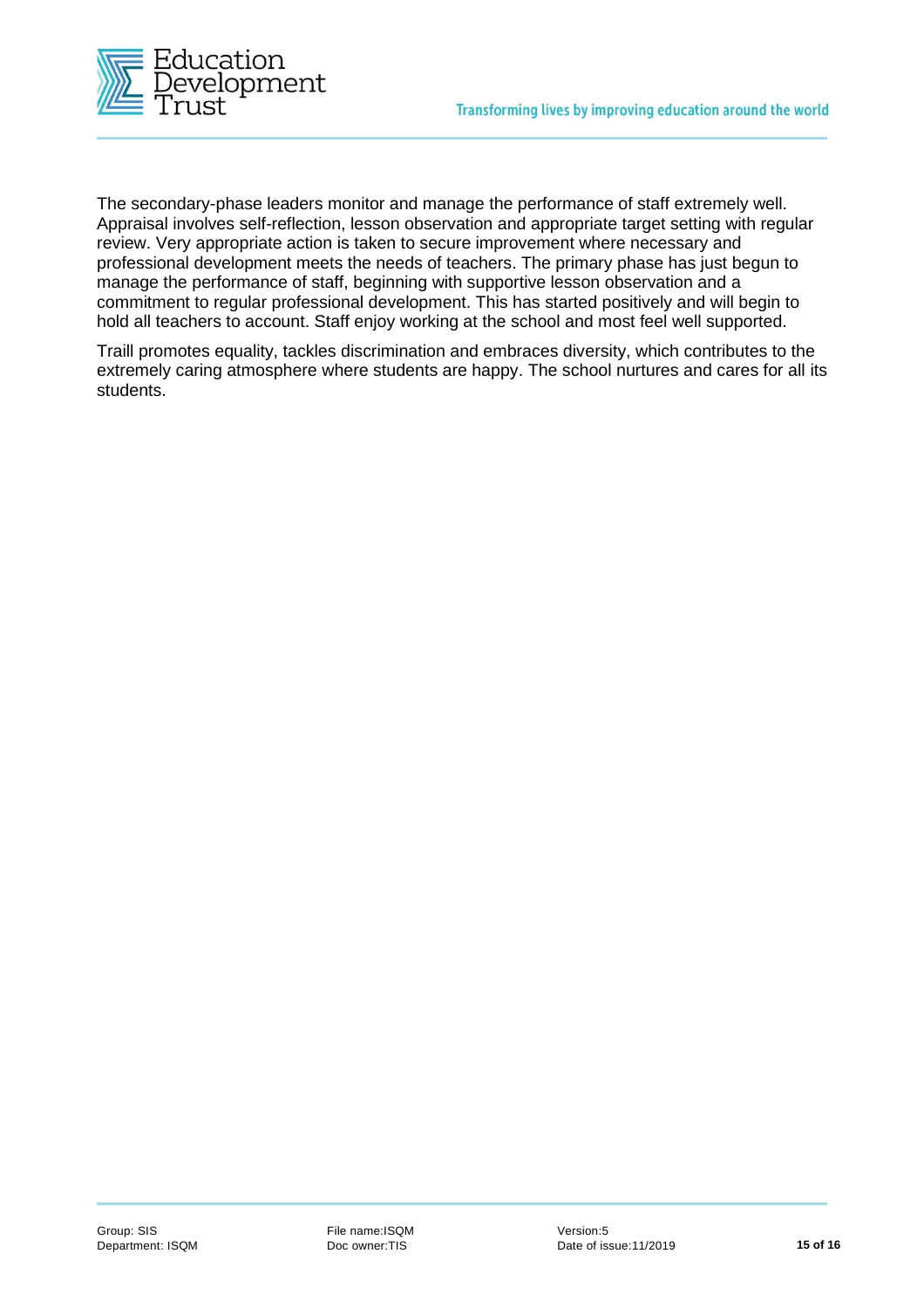The secondary-phase leaders monitor and manage the performance of staff extremely well. Appraisal involves self-reflection, lesson observation and appropriate target setting with regular review. Very appropriate action is taken to secure improvement where necessary and professional development meets the needs of teachers. The primary phase has just begun to manage the performance of staff, beginning with supportive lesson observation and a commitment to regular professional development. This has started positively and will begin to hold all teachers to account. Staff enjoy working at the school and most feel well supported.

Traill promotes equality, tackles discrimination and embraces diversity, which contributes to the extremely caring atmosphere where students are happy. The school nurtures and cares for all its students.